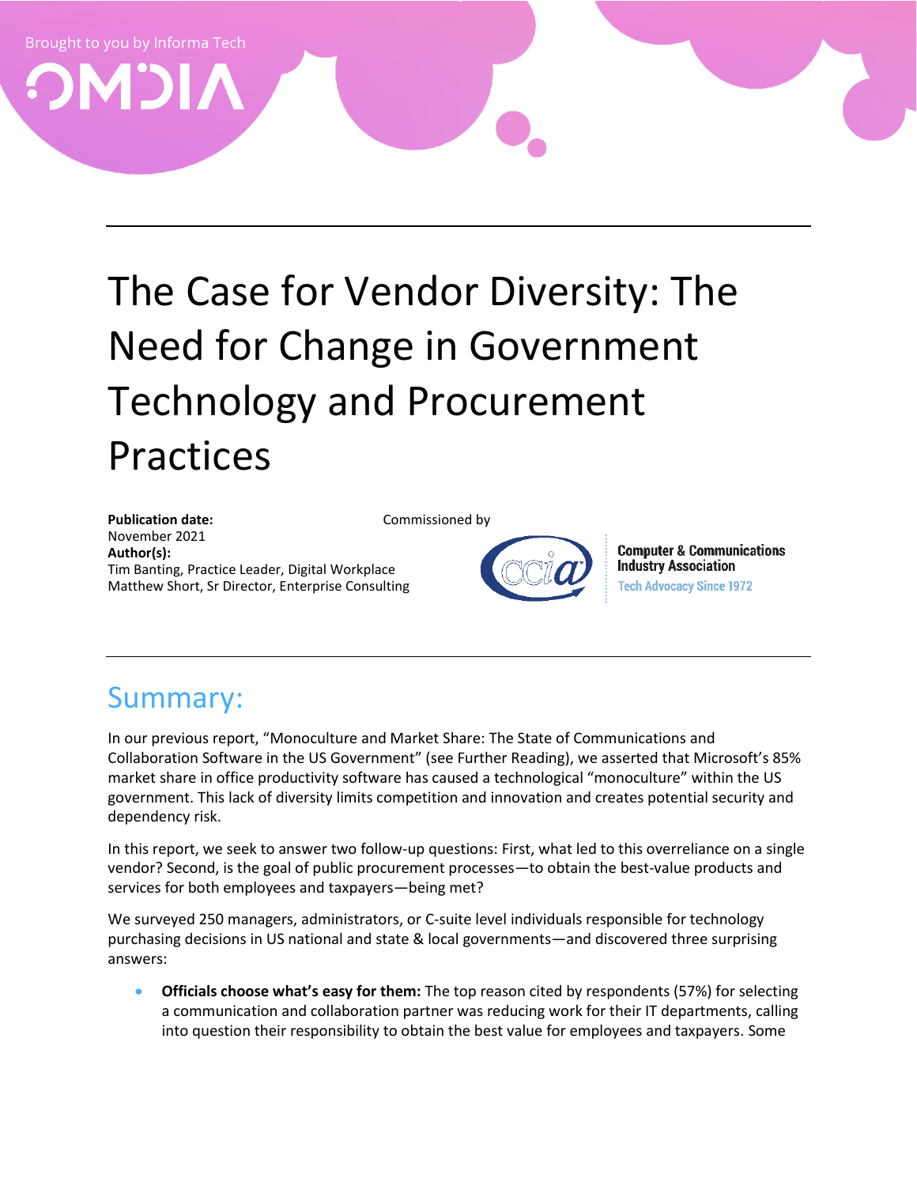Brought to you by Informa Tech

OMDIA

# The Case for Vendor Diversity: The Need for Change in Government Technology and Procurement Practices

**Publication date:**
November 2021
**Author(s):**
Tim Banting, Practice Leader, Digital Workplace
Matthew Short, Sr Director, Enterprise Consulting

Commissioned by

Computer & Communications Industry Association
Tech Advocacy Since 1972

## Summary:

In our previous report, "Monoculture and Market Share: The State of Communications and Collaboration Software in the US Government" (see Further Reading), we asserted that Microsoft's 85% market share in office productivity software has caused a technological "monoculture" within the US government. This lack of diversity limits competition and innovation and creates potential security and dependency risk.

In this report, we seek to answer two follow-up questions: First, what led to this overreliance on a single vendor? Second, is the goal of public procurement processes—to obtain the best-value products and services for both employees and taxpayers—being met?

We surveyed 250 managers, administrators, or C-suite level individuals responsible for technology purchasing decisions in US national and state & local governments—and discovered three surprising answers:

- **Officials choose what's easy for them:** The top reason cited by respondents (57%) for selecting a communication and collaboration partner was reducing work for their IT departments, calling into question their responsibility to obtain the best value for employees and taxpayers. Some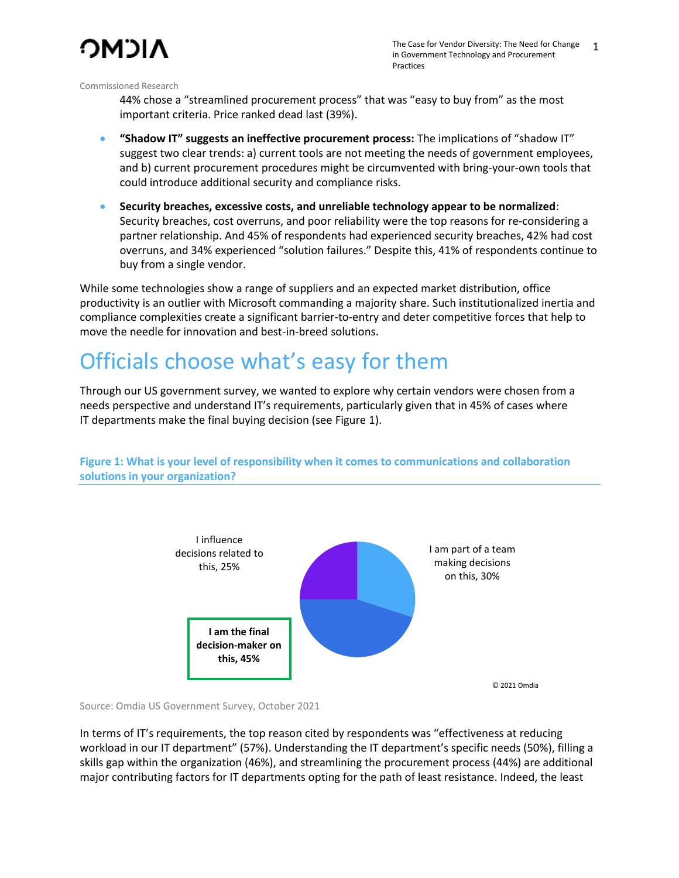44% chose a "streamlined procurement process" that was "easy to buy from" as the most important criteria. Price ranked dead last (39%).

- **"Shadow IT" suggests an ineffective procurement process:** The implications of "shadow IT" suggest two clear trends: a) current tools are not meeting the needs of government employees, and b) current procurement procedures might be circumvented with bring-your-own tools that could introduce additional security and compliance risks.

- **Security breaches, excessive costs, and unreliable technology appear to be normalized**: Security breaches, cost overruns, and poor reliability were the top reasons for re-considering a partner relationship. And 45% of respondents had experienced security breaches, 42% had cost overruns, and 34% experienced "solution failures." Despite this, 41% of respondents continue to buy from a single vendor.

While some technologies show a range of suppliers and an expected market distribution, office productivity is an outlier with Microsoft commanding a majority share. Such institutionalized inertia and compliance complexities create a significant barrier-to-entry and deter competitive forces that help to move the needle for innovation and best-in-breed solutions.

# Officials choose what's easy for them

Through our US government survey, we wanted to explore why certain vendors were chosen from a needs perspective and understand IT's requirements, particularly given that in 45% of cases where IT departments make the final buying decision (see Figure 1).

**Figure 1: What is your level of responsibility when it comes to communications and collaboration solutions in your organization?**

- I influence decisions related to this, 25%
- I am part of a team making decisions on this, 30%
- **I am the final decision-maker on this, 45%**

© 2021 Omdia

Source: Omdia US Government Survey, October 2021

In terms of IT's requirements, the top reason cited by respondents was "effectiveness at reducing workload in our IT department" (57%). Understanding the IT department's specific needs (50%), filling a skills gap within the organization (46%), and streamlining the procurement process (44%) are additional major contributing factors for IT departments opting for the path of least resistance. Indeed, the least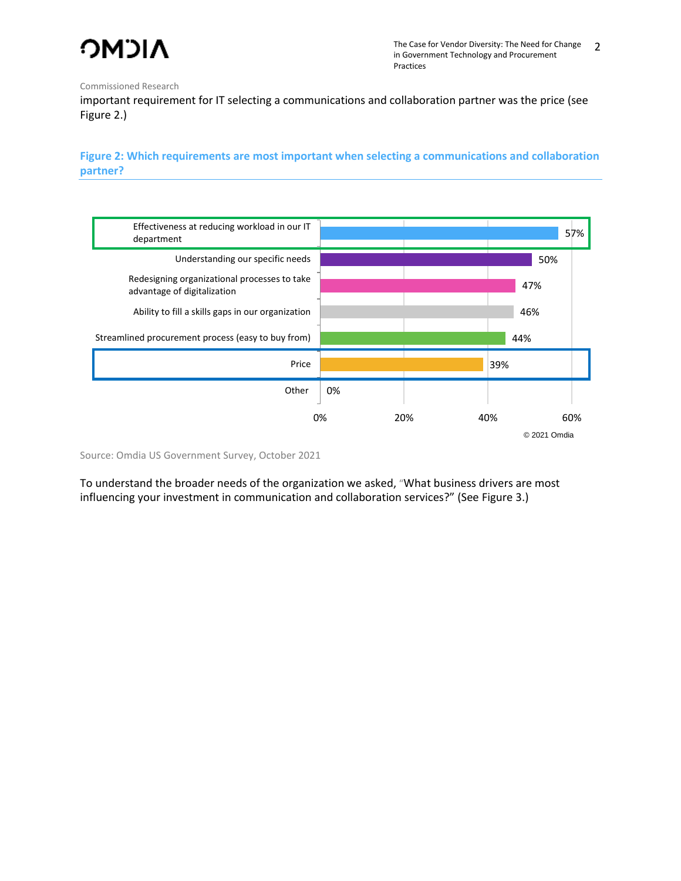Commissioned Research

important requirement for IT selecting a communications and collaboration partner was the price (see Figure 2.)

**Figure 2: Which requirements are most important when selecting a communications and collaboration partner?**

| Requirement | % |
| --- | --- |
| Effectiveness at reducing workload in our IT department | 57% |
| Understanding our specific needs | 50% |
| Redesigning organizational processes to take advantage of digitalization | 47% |
| Ability to fill a skills gaps in our organization | 46% |
| Streamlined procurement process (easy to buy from) | 44% |
| Price | 39% |
| Other | 0% |

© 2021 Omdia

Source: Omdia US Government Survey, October 2021

To understand the broader needs of the organization we asked, "What business drivers are most influencing your investment in communication and collaboration services?" (See Figure 3.)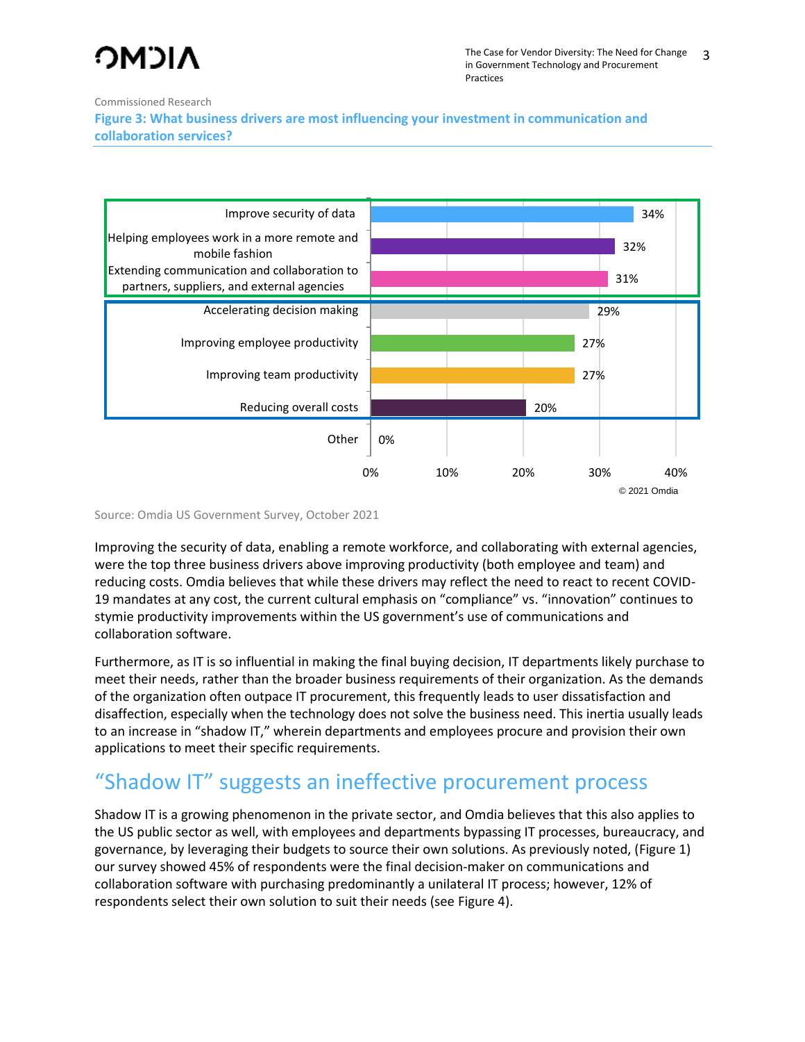Commissioned Research

**Figure 3: What business drivers are most influencing your investment in communication and collaboration services?**

| Business driver | Percentage |
| --- | --- |
| Improve security of data | 34% |
| Helping employees work in a more remote and mobile fashion | 32% |
| Extending communication and collaboration to partners, suppliers, and external agencies | 31% |
| Accelerating decision making | 29% |
| Improving employee productivity | 27% |
| Improving team productivity | 27% |
| Reducing overall costs | 20% |
| Other | 0% |

© 2021 Omdia

Source: Omdia US Government Survey, October 2021

Improving the security of data, enabling a remote workforce, and collaborating with external agencies, were the top three business drivers above improving productivity (both employee and team) and reducing costs. Omdia believes that while these drivers may reflect the need to react to recent COVID-19 mandates at any cost, the current cultural emphasis on "compliance" vs. "innovation" continues to stymie productivity improvements within the US government's use of communications and collaboration software.

Furthermore, as IT is so influential in making the final buying decision, IT departments likely purchase to meet their needs, rather than the broader business requirements of their organization. As the demands of the organization often outpace IT procurement, this frequently leads to user dissatisfaction and disaffection, especially when the technology does not solve the business need. This inertia usually leads to an increase in "shadow IT," wherein departments and employees procure and provision their own applications to meet their specific requirements.

## "Shadow IT" suggests an ineffective procurement process

Shadow IT is a growing phenomenon in the private sector, and Omdia believes that this also applies to the US public sector as well, with employees and departments bypassing IT processes, bureaucracy, and governance, by leveraging their budgets to source their own solutions. As previously noted, (Figure 1) our survey showed 45% of respondents were the final decision-maker on communications and collaboration software with purchasing predominantly a unilateral IT process; however, 12% of respondents select their own solution to suit their needs (see Figure 4).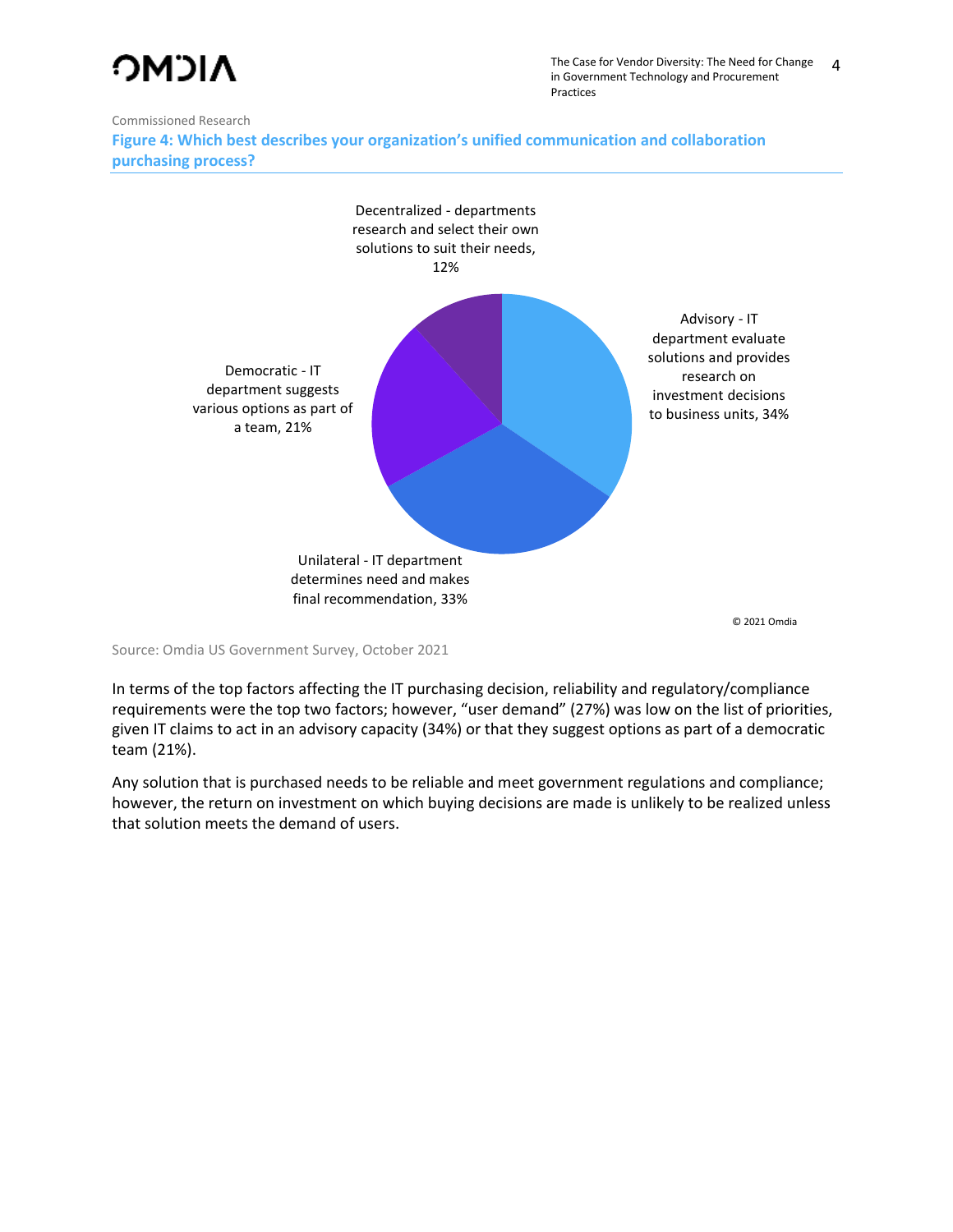Commissioned Research

**Figure 4: Which best describes your organization's unified communication and collaboration purchasing process?**

Decentralized - departments research and select their own solutions to suit their needs, 12%

Advisory - IT department evaluate solutions and provides research on investment decisions to business units, 34%

Democratic - IT department suggests various options as part of a team, 21%

Unilateral - IT department determines need and makes final recommendation, 33%

© 2021 Omdia

Source: Omdia US Government Survey, October 2021

In terms of the top factors affecting the IT purchasing decision, reliability and regulatory/compliance requirements were the top two factors; however, "user demand" (27%) was low on the list of priorities, given IT claims to act in an advisory capacity (34%) or that they suggest options as part of a democratic team (21%).

Any solution that is purchased needs to be reliable and meet government regulations and compliance; however, the return on investment on which buying decisions are made is unlikely to be realized unless that solution meets the demand of users.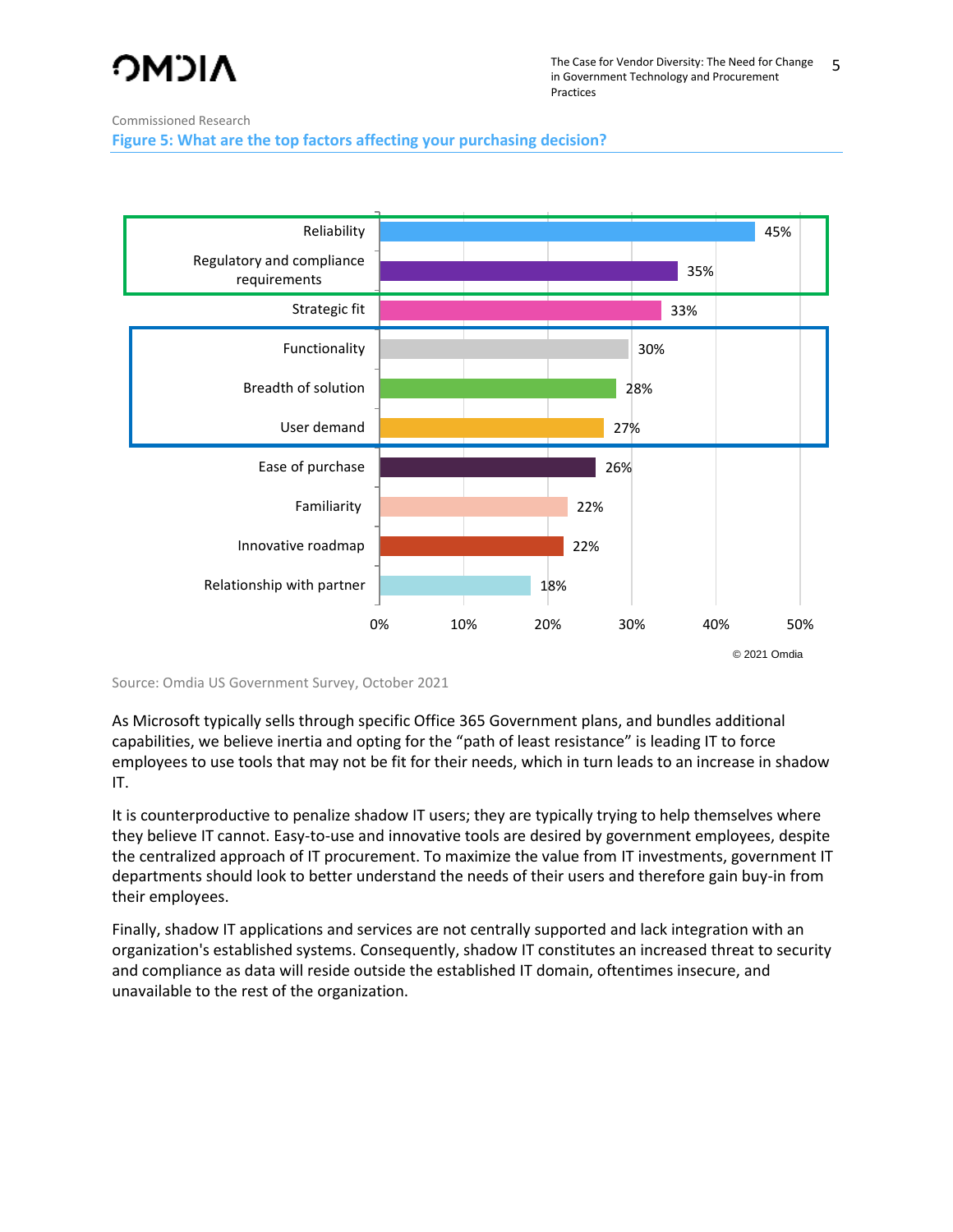Commissioned Research

**Figure 5: What are the top factors affecting your purchasing decision?**

| Factor | Percentage |
| --- | --- |
| Reliability | 45% |
| Regulatory and compliance requirements | 35% |
| Strategic fit | 33% |
| Functionality | 30% |
| Breadth of solution | 28% |
| User demand | 27% |
| Ease of purchase | 26% |
| Familiarity | 22% |
| Innovative roadmap | 22% |
| Relationship with partner | 18% |

© 2021 Omdia

Source: Omdia US Government Survey, October 2021

As Microsoft typically sells through specific Office 365 Government plans, and bundles additional capabilities, we believe inertia and opting for the "path of least resistance" is leading IT to force employees to use tools that may not be fit for their needs, which in turn leads to an increase in shadow IT.

It is counterproductive to penalize shadow IT users; they are typically trying to help themselves where they believe IT cannot. Easy-to-use and innovative tools are desired by government employees, despite the centralized approach of IT procurement. To maximize the value from IT investments, government IT departments should look to better understand the needs of their users and therefore gain buy-in from their employees.

Finally, shadow IT applications and services are not centrally supported and lack integration with an organization's established systems. Consequently, shadow IT constitutes an increased threat to security and compliance as data will reside outside the established IT domain, oftentimes insecure, and unavailable to the rest of the organization.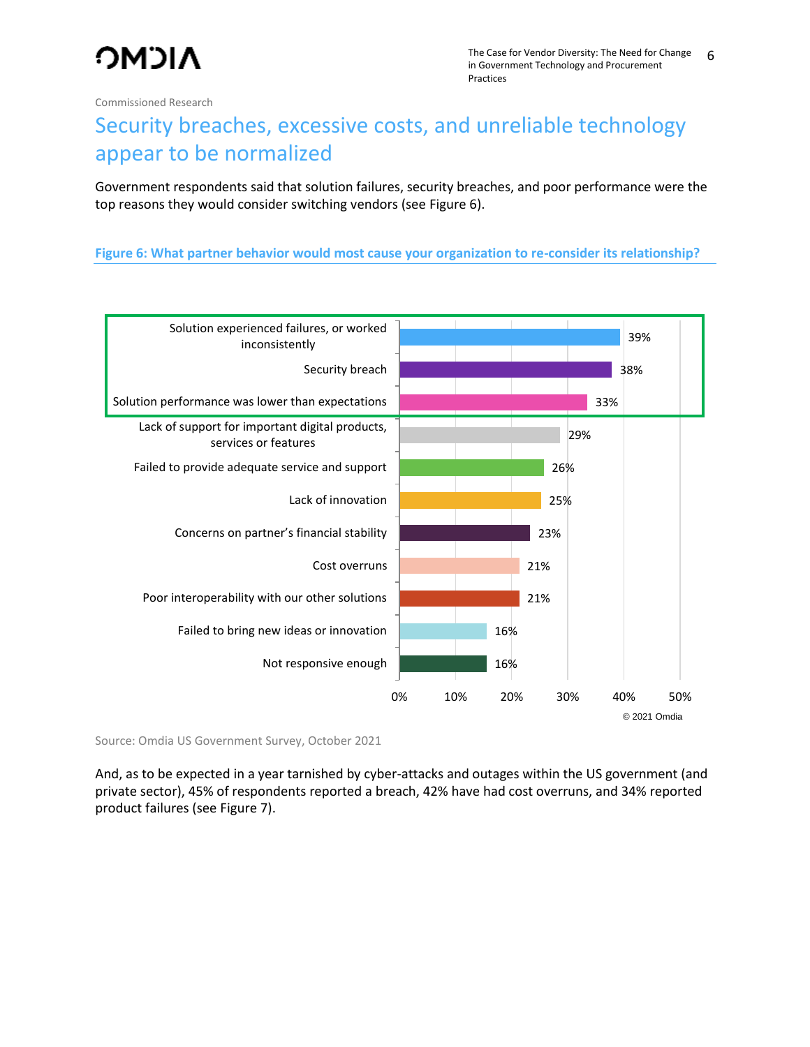Commissioned Research

# Security breaches, excessive costs, and unreliable technology appear to be normalized

Government respondents said that solution failures, security breaches, and poor performance were the top reasons they would consider switching vendors (see Figure 6).

**Figure 6: What partner behavior would most cause your organization to re-consider its relationship?**

| Partner behavior | % |
|---|---|
| Solution experienced failures, or worked inconsistently | 39% |
| Security breach | 38% |
| Solution performance was lower than expectations | 33% |
| Lack of support for important digital products, services or features | 29% |
| Failed to provide adequate service and support | 26% |
| Lack of innovation | 25% |
| Concerns on partner's financial stability | 23% |
| Cost overruns | 21% |
| Poor interoperability with our other solutions | 21% |
| Failed to bring new ideas or innovation | 16% |
| Not responsive enough | 16% |

© 2021 Omdia

Source: Omdia US Government Survey, October 2021

And, as to be expected in a year tarnished by cyber-attacks and outages within the US government (and private sector), 45% of respondents reported a breach, 42% have had cost overruns, and 34% reported product failures (see Figure 7).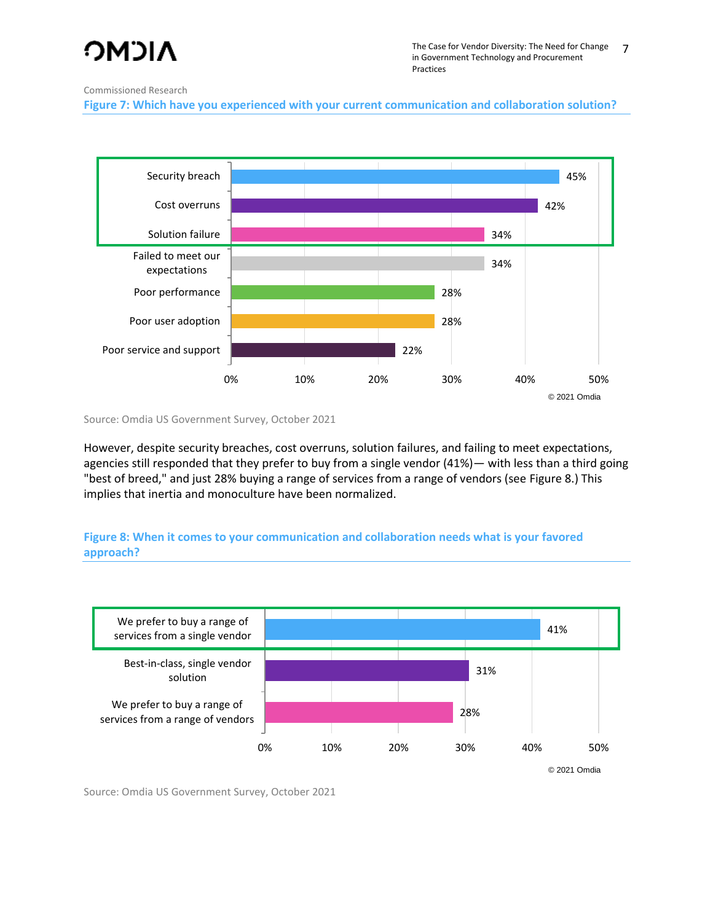Commissioned Research

**Figure 7: Which have you experienced with your current communication and collaboration solution?**

| Experience | Percentage |
| --- | --- |
| Security breach | 45% |
| Cost overruns | 42% |
| Solution failure | 34% |
| Failed to meet our expectations | 34% |
| Poor performance | 28% |
| Poor user adoption | 28% |
| Poor service and support | 22% |

© 2021 Omdia

Source: Omdia US Government Survey, October 2021

However, despite security breaches, cost overruns, solution failures, and failing to meet expectations, agencies still responded that they prefer to buy from a single vendor (41%)— with less than a third going "best of breed," and just 28% buying a range of services from a range of vendors (see Figure 8.) This implies that inertia and monoculture have been normalized.

**Figure 8: When it comes to your communication and collaboration needs what is your favored approach?**

| Approach | Percentage |
| --- | --- |
| We prefer to buy a range of services from a single vendor | 41% |
| Best-in-class, single vendor solution | 31% |
| We prefer to buy a range of services from a range of vendors | 28% |

© 2021 Omdia

Source: Omdia US Government Survey, October 2021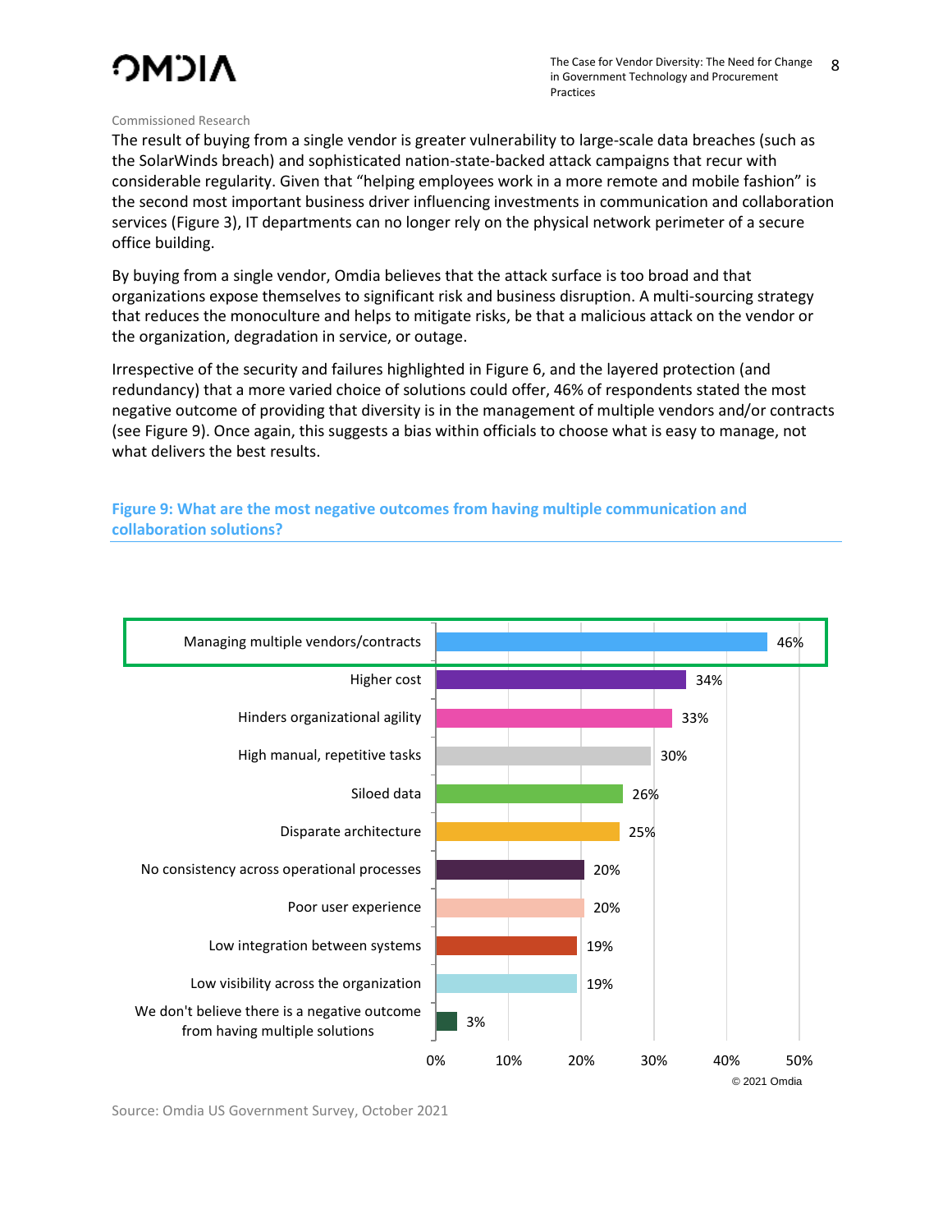Commissioned Research

The result of buying from a single vendor is greater vulnerability to large-scale data breaches (such as the SolarWinds breach) and sophisticated nation-state-backed attack campaigns that recur with considerable regularity. Given that "helping employees work in a more remote and mobile fashion" is the second most important business driver influencing investments in communication and collaboration services (Figure 3), IT departments can no longer rely on the physical network perimeter of a secure office building.

By buying from a single vendor, Omdia believes that the attack surface is too broad and that organizations expose themselves to significant risk and business disruption. A multi-sourcing strategy that reduces the monoculture and helps to mitigate risks, be that a malicious attack on the vendor or the organization, degradation in service, or outage.

Irrespective of the security and failures highlighted in Figure 6, and the layered protection (and redundancy) that a more varied choice of solutions could offer, 46% of respondents stated the most negative outcome of providing that diversity is in the management of multiple vendors and/or contracts (see Figure 9). Once again, this suggests a bias within officials to choose what is easy to manage, not what delivers the best results.

**Figure 9: What are the most negative outcomes from having multiple communication and collaboration solutions?**

| Outcome | % |
|---|---|
| Managing multiple vendors/contracts | 46% |
| Higher cost | 34% |
| Hinders organizational agility | 33% |
| High manual, repetitive tasks | 30% |
| Siloed data | 26% |
| Disparate architecture | 25% |
| No consistency across operational processes | 20% |
| Poor user experience | 20% |
| Low integration between systems | 19% |
| Low visibility across the organization | 19% |
| We don't believe there is a negative outcome from having multiple solutions | 3% |

© 2021 Omdia

Source: Omdia US Government Survey, October 2021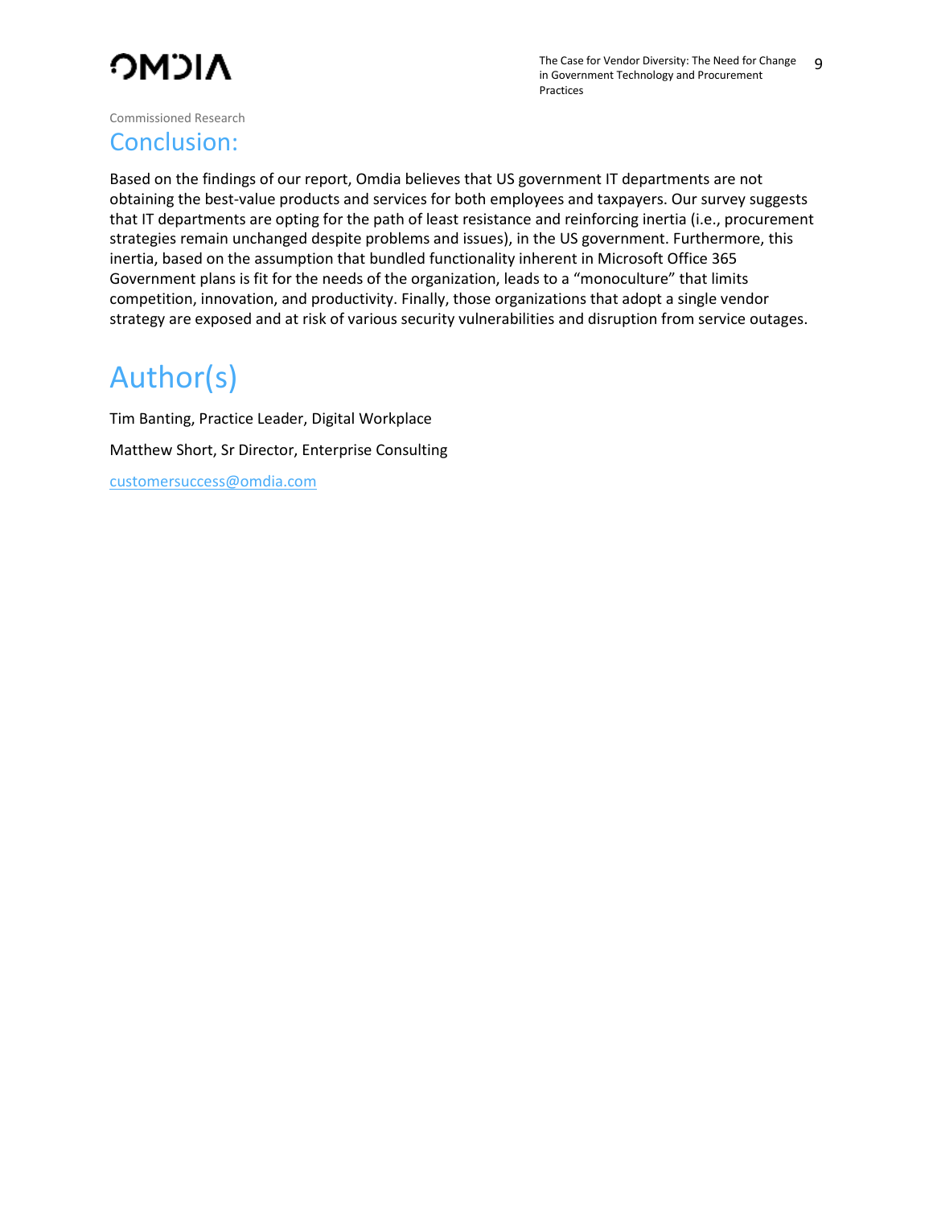Commissioned Research

## Conclusion:

Based on the findings of our report, Omdia believes that US government IT departments are not obtaining the best-value products and services for both employees and taxpayers. Our survey suggests that IT departments are opting for the path of least resistance and reinforcing inertia (i.e., procurement strategies remain unchanged despite problems and issues), in the US government. Furthermore, this inertia, based on the assumption that bundled functionality inherent in Microsoft Office 365 Government plans is fit for the needs of the organization, leads to a “monoculture” that limits competition, innovation, and productivity. Finally, those organizations that adopt a single vendor strategy are exposed and at risk of various security vulnerabilities and disruption from service outages.

# Author(s)

Tim Banting, Practice Leader, Digital Workplace

Matthew Short, Sr Director, Enterprise Consulting

customersuccess@omdia.com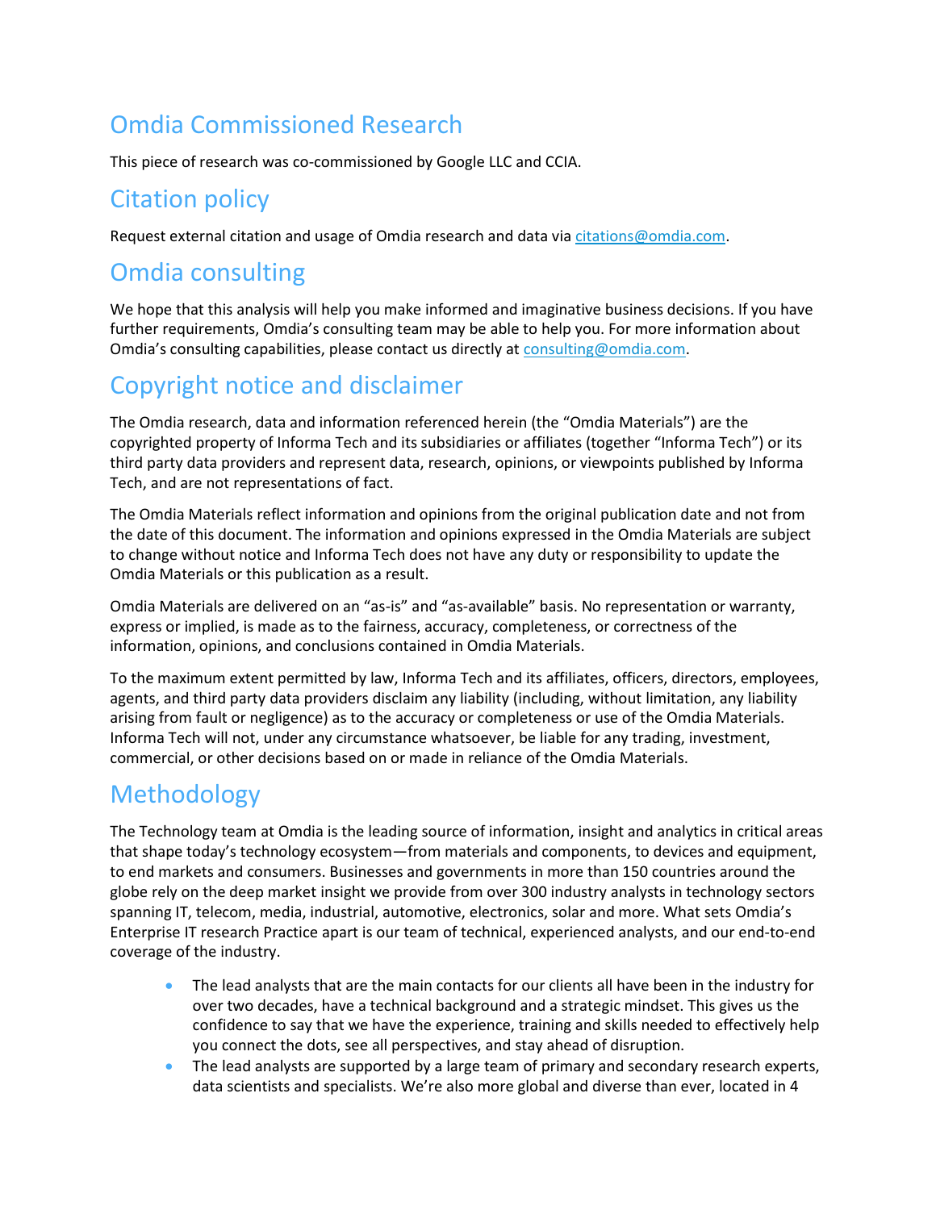## Omdia Commissioned Research

This piece of research was co-commissioned by Google LLC and CCIA.

## Citation policy

Request external citation and usage of Omdia research and data via [citations@omdia.com](mailto:citations@omdia.com).

## Omdia consulting

We hope that this analysis will help you make informed and imaginative business decisions. If you have further requirements, Omdia's consulting team may be able to help you. For more information about Omdia's consulting capabilities, please contact us directly at [consulting@omdia.com](mailto:consulting@omdia.com).

## Copyright notice and disclaimer

The Omdia research, data and information referenced herein (the "Omdia Materials") are the copyrighted property of Informa Tech and its subsidiaries or affiliates (together "Informa Tech") or its third party data providers and represent data, research, opinions, or viewpoints published by Informa Tech, and are not representations of fact.

The Omdia Materials reflect information and opinions from the original publication date and not from the date of this document. The information and opinions expressed in the Omdia Materials are subject to change without notice and Informa Tech does not have any duty or responsibility to update the Omdia Materials or this publication as a result.

Omdia Materials are delivered on an "as-is" and "as-available" basis. No representation or warranty, express or implied, is made as to the fairness, accuracy, completeness, or correctness of the information, opinions, and conclusions contained in Omdia Materials.

To the maximum extent permitted by law, Informa Tech and its affiliates, officers, directors, employees, agents, and third party data providers disclaim any liability (including, without limitation, any liability arising from fault or negligence) as to the accuracy or completeness or use of the Omdia Materials. Informa Tech will not, under any circumstance whatsoever, be liable for any trading, investment, commercial, or other decisions based on or made in reliance of the Omdia Materials.

## Methodology

The Technology team at Omdia is the leading source of information, insight and analytics in critical areas that shape today's technology ecosystem—from materials and components, to devices and equipment, to end markets and consumers. Businesses and governments in more than 150 countries around the globe rely on the deep market insight we provide from over 300 industry analysts in technology sectors spanning IT, telecom, media, industrial, automotive, electronics, solar and more. What sets Omdia's Enterprise IT research Practice apart is our team of technical, experienced analysts, and our end-to-end coverage of the industry.

- The lead analysts that are the main contacts for our clients all have been in the industry for over two decades, have a technical background and a strategic mindset. This gives us the confidence to say that we have the experience, training and skills needed to effectively help you connect the dots, see all perspectives, and stay ahead of disruption.
- The lead analysts are supported by a large team of primary and secondary research experts, data scientists and specialists. We're also more global and diverse than ever, located in 4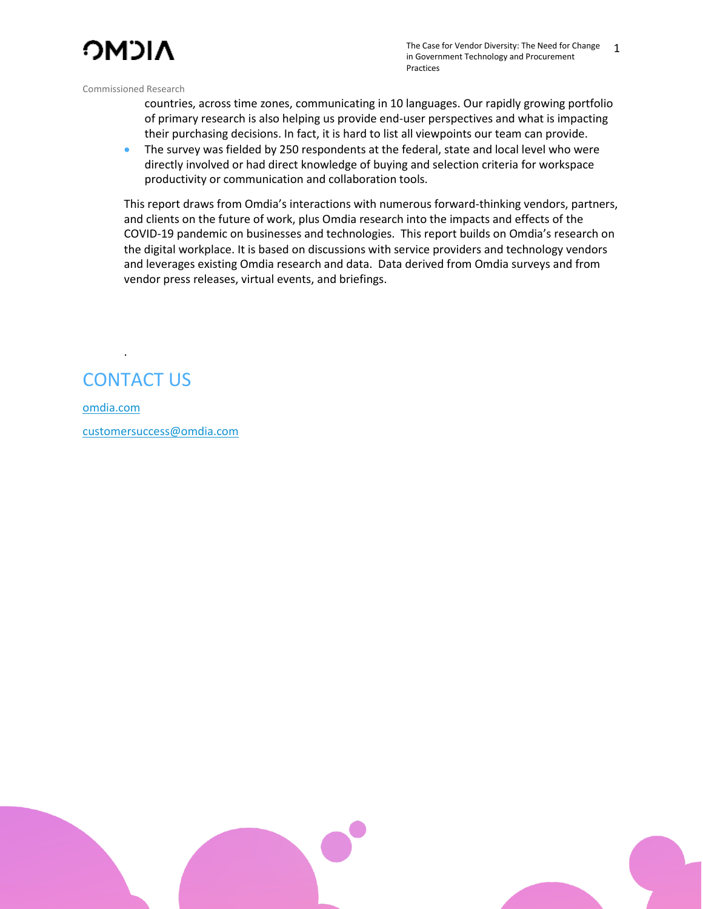countries, across time zones, communicating in 10 languages. Our rapidly growing portfolio of primary research is also helping us provide end-user perspectives and what is impacting their purchasing decisions. In fact, it is hard to list all viewpoints our team can provide.

- The survey was fielded by 250 respondents at the federal, state and local level who were directly involved or had direct knowledge of buying and selection criteria for workspace productivity or communication and collaboration tools.

This report draws from Omdia's interactions with numerous forward-thinking vendors, partners, and clients on the future of work, plus Omdia research into the impacts and effects of the COVID-19 pandemic on businesses and technologies. This report builds on Omdia's research on the digital workplace. It is based on discussions with service providers and technology vendors and leverages existing Omdia research and data. Data derived from Omdia surveys and from vendor press releases, virtual events, and briefings.

## CONTACT US

omdia.com

customersuccess@omdia.com